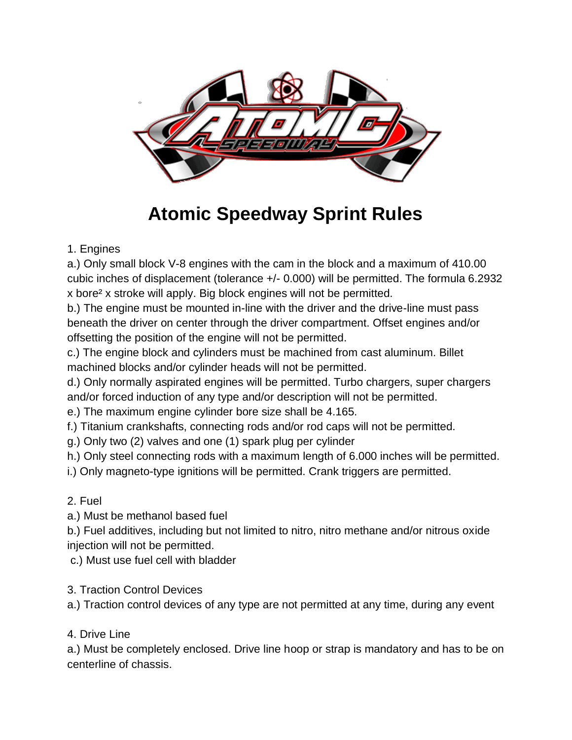# Atomic Speedway Sprint Rules

1. Engines

a.) Only small block V-8 engines with the cam in the block and a maximum of 410.00 cubic inches of displacement (tolerance +/- 0.000) will be permitted. The formula 6.2932 x bore$^2$ x stroke will apply. Big block engines will not be permitted.

b.) The engine must be mounted in-line with the driver and the drive-line must pass beneath the driver on center through the driver compartment. Offset engines and/or offsetting the position of the engine will not be permitted.

c.) The engine block and cylinders must be machined from cast aluminum. Billet machined blocks and/or cylinder heads will not be permitted.

d.) Only normally aspirated engines will be permitted. Turbo chargers, super chargers and/or forced induction of any type and/or description will not be permitted.

e.) The maximum engine cylinder bore size shall be 4.165.

f.) Titanium crankshafts, connecting rods and/or rod caps will not be permitted.

g.) Only two (2) valves and one (1) spark plug per cylinder

h.) Only steel connecting rods with a maximum length of 6.000 inches will be permitted.

i.) Only magneto-type ignitions will be permitted. Crank triggers are permitted.

2. Fuel

a.) Must be methanol based fuel

b.) Fuel additives, including but not limited to nitro, nitro methane and/or nitrous oxide injection will not be permitted.

c.) Must use fuel cell with bladder

3. Traction Control Devices

a.) Traction control devices of any type are not permitted at any time, during any event

4. Drive Line

a.) Must be completely enclosed. Drive line hoop or strap is mandatory and has to be on centerline of chassis.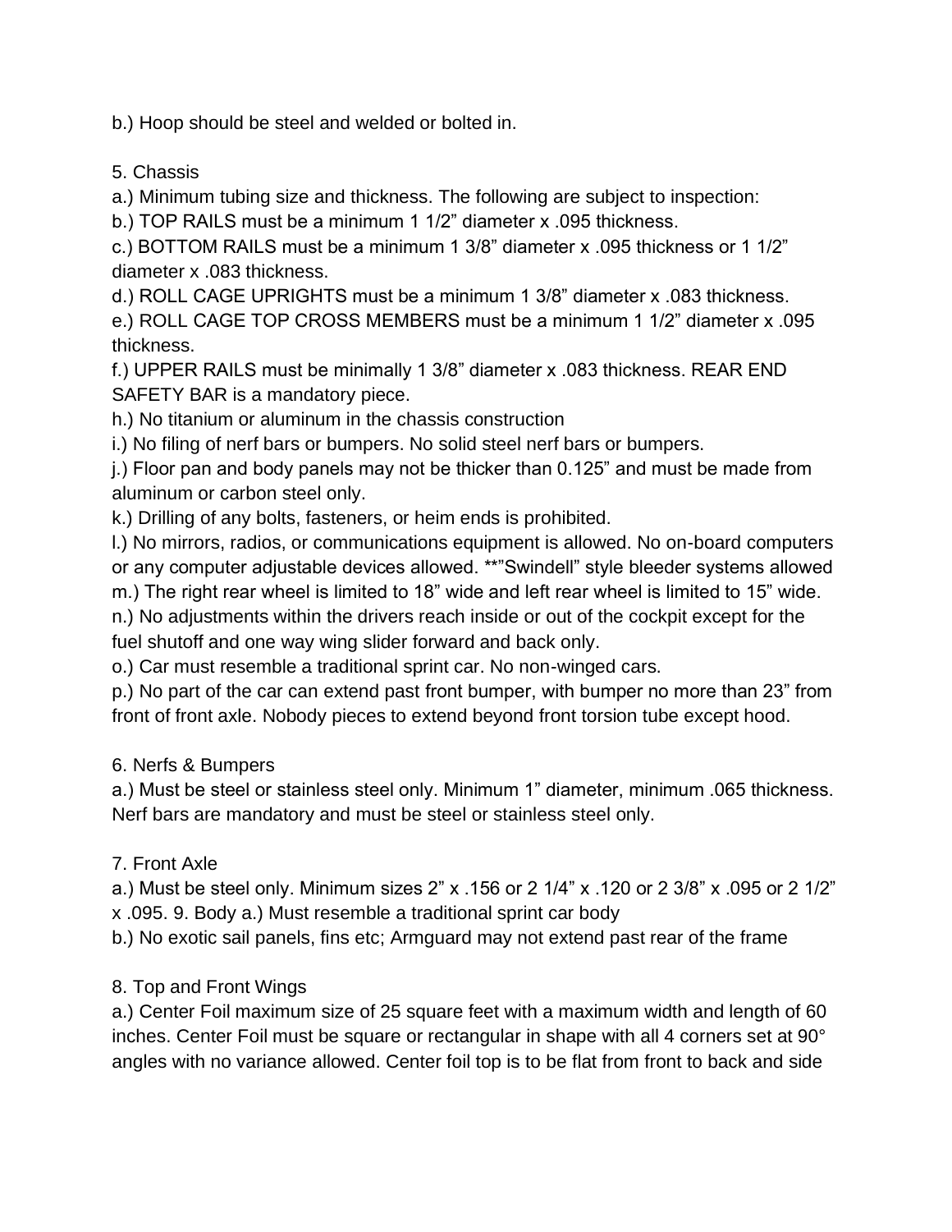b.) Hoop should be steel and welded or bolted in.

5. Chassis

a.) Minimum tubing size and thickness. The following are subject to inspection:

b.) TOP RAILS must be a minimum 1 1/2" diameter x .095 thickness.

c.) BOTTOM RAILS must be a minimum 1 3/8" diameter x .095 thickness or 1 1/2" diameter x .083 thickness.

d.) ROLL CAGE UPRIGHTS must be a minimum 1 3/8" diameter x .083 thickness.

e.) ROLL CAGE TOP CROSS MEMBERS must be a minimum 1 1/2" diameter x .095 thickness.

f.) UPPER RAILS must be minimally 1 3/8" diameter x .083 thickness. REAR END SAFETY BAR is a mandatory piece.

h.) No titanium or aluminum in the chassis construction

i.) No filing of nerf bars or bumpers. No solid steel nerf bars or bumpers.

j.) Floor pan and body panels may not be thicker than 0.125" and must be made from aluminum or carbon steel only.

k.) Drilling of any bolts, fasteners, or heim ends is prohibited.

l.) No mirrors, radios, or communications equipment is allowed. No on-board computers or any computer adjustable devices allowed. **"Swindell" style bleeder systems allowed

m.) The right rear wheel is limited to 18" wide and left rear wheel is limited to 15" wide.

n.) No adjustments within the drivers reach inside or out of the cockpit except for the fuel shutoff and one way wing slider forward and back only.

o.) Car must resemble a traditional sprint car. No non-winged cars.

p.) No part of the car can extend past front bumper, with bumper no more than 23" from front of front axle. Nobody pieces to extend beyond front torsion tube except hood.

6. Nerfs & Bumpers

a.) Must be steel or stainless steel only. Minimum 1" diameter, minimum .065 thickness. Nerf bars are mandatory and must be steel or stainless steel only.

7. Front Axle

a.) Must be steel only. Minimum sizes 2" x .156 or 2 1/4" x .120 or 2 3/8" x .095 or 2 1/2" x .095. 9. Body a.) Must resemble a traditional sprint car body

b.) No exotic sail panels, fins etc; Armguard may not extend past rear of the frame

8. Top and Front Wings

a.) Center Foil maximum size of 25 square feet with a maximum width and length of 60 inches. Center Foil must be square or rectangular in shape with all 4 corners set at 90° angles with no variance allowed. Center foil top is to be flat from front to back and side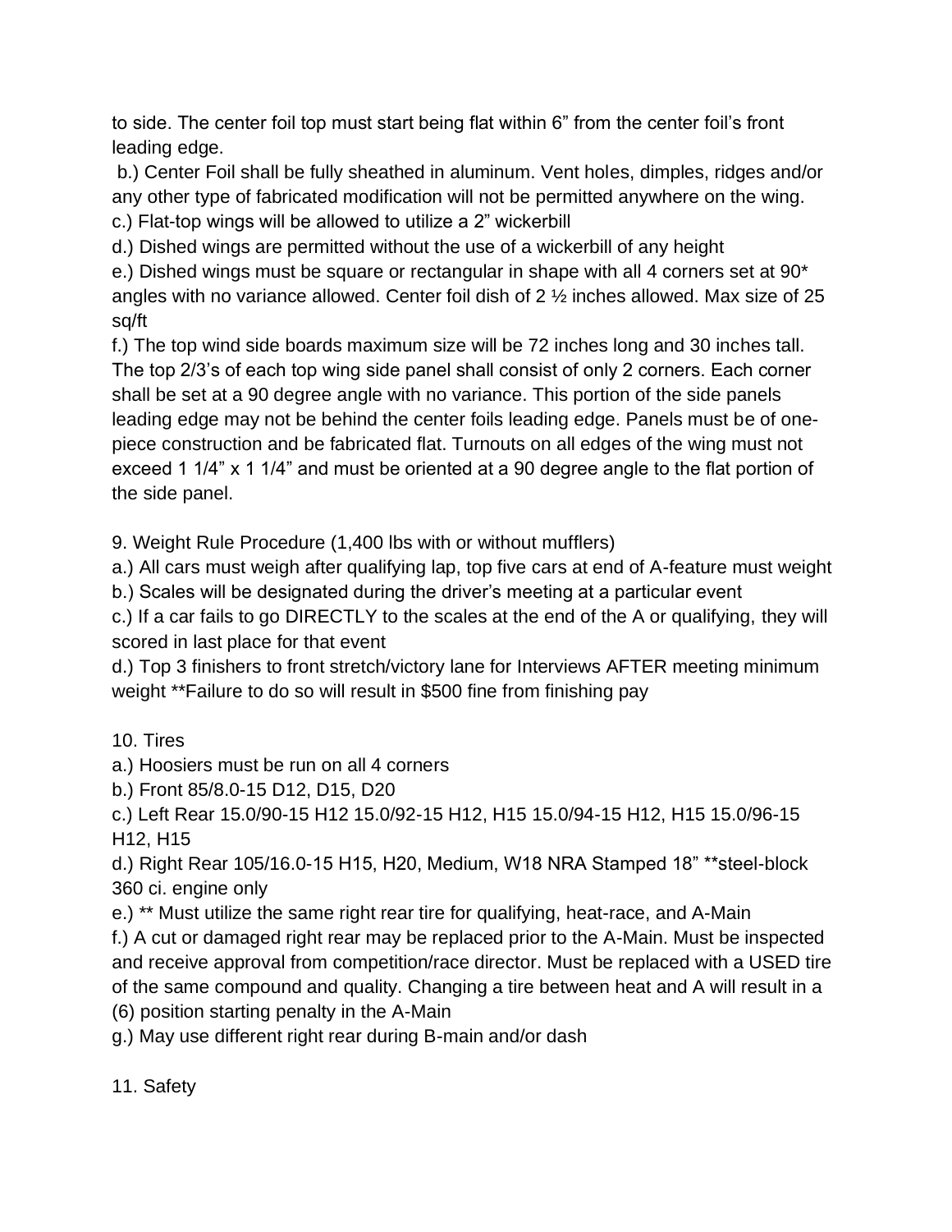to side. The center foil top must start being flat within 6" from the center foil's front leading edge.

b.) Center Foil shall be fully sheathed in aluminum. Vent holes, dimples, ridges and/or any other type of fabricated modification will not be permitted anywhere on the wing.

c.) Flat-top wings will be allowed to utilize a 2" wickerbill

d.) Dished wings are permitted without the use of a wickerbill of any height

e.) Dished wings must be square or rectangular in shape with all 4 corners set at 90* angles with no variance allowed. Center foil dish of 2 ½ inches allowed. Max size of 25 sq/ft

f.) The top wind side boards maximum size will be 72 inches long and 30 inches tall. The top 2/3's of each top wing side panel shall consist of only 2 corners. Each corner shall be set at a 90 degree angle with no variance. This portion of the side panels leading edge may not be behind the center foils leading edge. Panels must be of one-piece construction and be fabricated flat. Turnouts on all edges of the wing must not exceed 1 1/4" x 1 1/4" and must be oriented at a 90 degree angle to the flat portion of the side panel.

9. Weight Rule Procedure (1,400 lbs with or without mufflers)

a.) All cars must weigh after qualifying lap, top five cars at end of A-feature must weight

b.) Scales will be designated during the driver's meeting at a particular event

c.) If a car fails to go DIRECTLY to the scales at the end of the A or qualifying, they will scored in last place for that event

d.) Top 3 finishers to front stretch/victory lane for Interviews AFTER meeting minimum weight **Failure to do so will result in $500 fine from finishing pay

10. Tires

a.) Hoosiers must be run on all 4 corners

b.) Front 85/8.0-15 D12, D15, D20

c.) Left Rear 15.0/90-15 H12 15.0/92-15 H12, H15 15.0/94-15 H12, H15 15.0/96-15 H12, H15

d.) Right Rear 105/16.0-15 H15, H20, Medium, W18 NRA Stamped 18" **steel-block 360 ci. engine only

e.) ** Must utilize the same right rear tire for qualifying, heat-race, and A-Main

f.) A cut or damaged right rear may be replaced prior to the A-Main. Must be inspected and receive approval from competition/race director. Must be replaced with a USED tire of the same compound and quality. Changing a tire between heat and A will result in a (6) position starting penalty in the A-Main

g.) May use different right rear during B-main and/or dash

11. Safety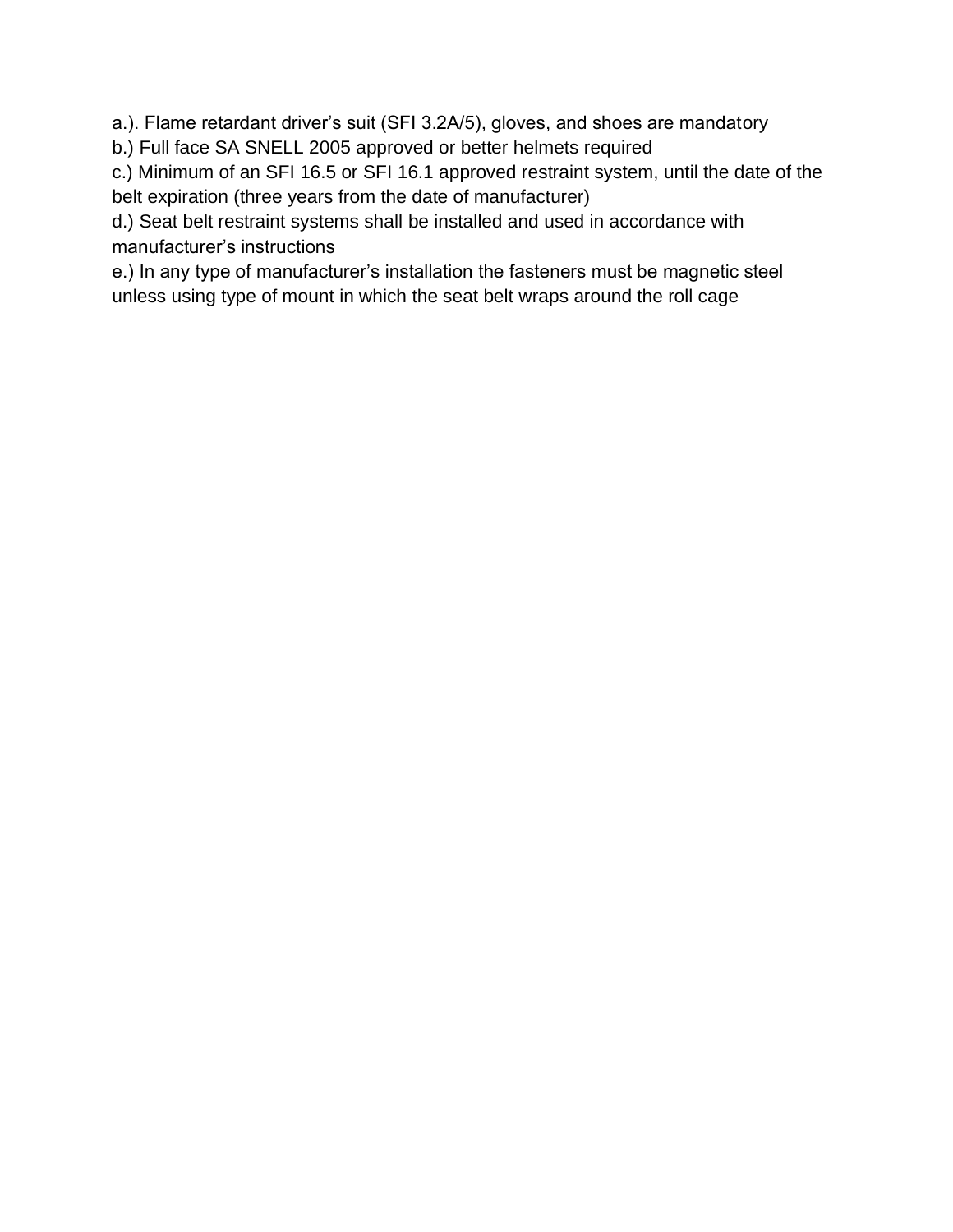a.). Flame retardant driver's suit (SFI 3.2A/5), gloves, and shoes are mandatory
b.) Full face SA SNELL 2005 approved or better helmets required
c.) Minimum of an SFI 16.5 or SFI 16.1 approved restraint system, until the date of the belt expiration (three years from the date of manufacturer)
d.) Seat belt restraint systems shall be installed and used in accordance with manufacturer's instructions
e.) In any type of manufacturer's installation the fasteners must be magnetic steel unless using type of mount in which the seat belt wraps around the roll cage